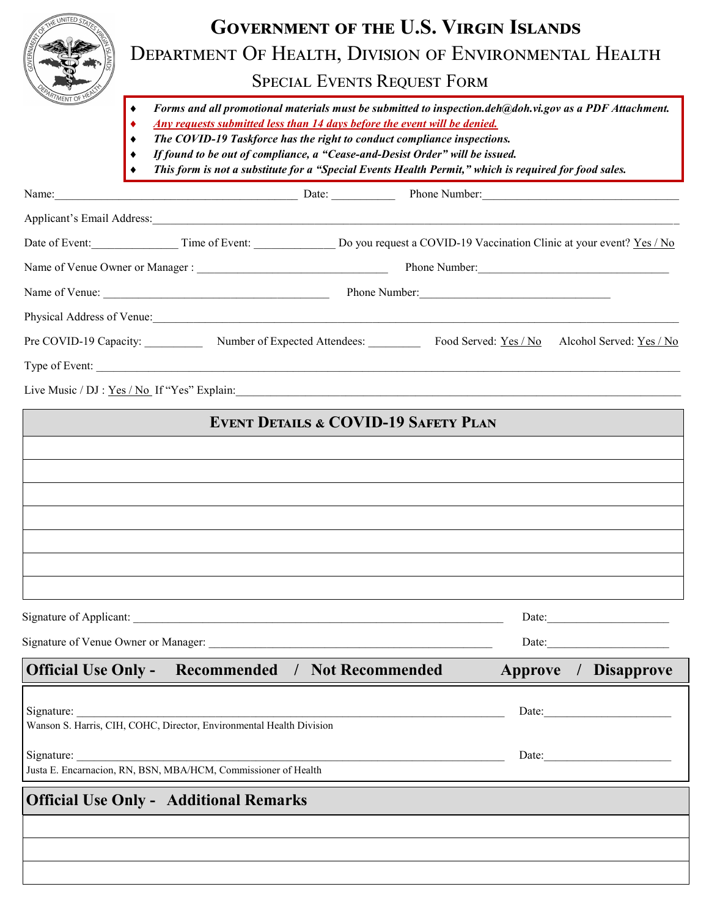# Government of the U.S. Virgin Islands

## Department Of Health, Division of Environmental Health

### Special Events Request Form

- ***Forms and all promotional materials must be submitted to inspection.deh@doh.vi.gov as a PDF Attachment.***
- ***Any requests submitted less than 14 days before the event will be denied.***
- ***The COVID-19 Taskforce has the right to conduct compliance inspections.***
- ***If found to be out of compliance, a "Cease-and-Desist Order" will be issued.***
- ***This form is not a substitute for a "Special Events Health Permit," which is required for food sales.***

Name:__________________________________________ Date: ___________ Phone Number:__________________________________

Applicant's Email Address:________________________________________________________________________________________

Date of Event:_______________ Time of Event: ______________ Do you request a COVID-19 Vaccination Clinic at your event? Yes / No

Name of Venue Owner or Manager : _________________________________ Phone Number:_________________________________

Name of Venue: _______________________________________ Phone Number:_________________________________

Physical Address of Venue:_________________________________________________________________________________________

Pre COVID-19 Capacity: __________ Number of Expected Attendees: _________ Food Served: Yes / No Alcohol Served: Yes / No

Type of Event: __________________________________________________________________________________________________

Live Music / DJ : Yes / No If "Yes" Explain:______________________________________________________________________________

| Event Details & COVID-19 Safety Plan |
|---|
| |
| |
| |
| |
| |
| |
| |

Signature of Applicant: _________________________________________________________________ Date:_____________________

Signature of Venue Owner or Manager: ___________________________________________________ Date:_____________________

**Official Use Only - Recommended / Not Recommended Approve / Disapprove**

Signature: ___________________________________________________________________________ Date:______________________
Wanson S. Harris, CIH, COHC, Director, Environmental Health Division

Signature: ___________________________________________________________________________ Date:______________________
Justa E. Encarnacion, RN, BSN, MBA/HCM, Commissioner of Health

| Official Use Only - Additional Remarks |
|---|
| |
| |
| |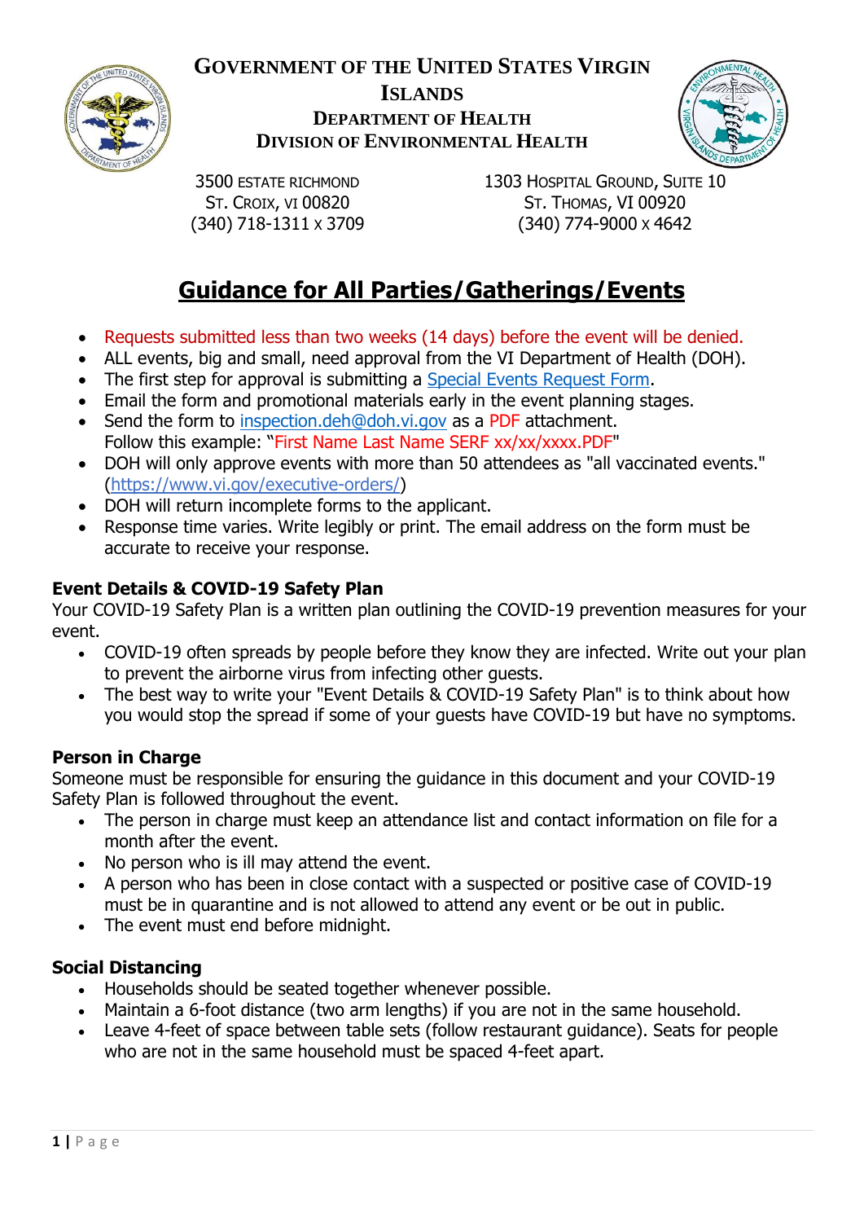# Government of the United States Virgin Islands
## Department of Health
## Division of Environmental Health

3500 Estate Richmond
St. Croix, VI 00820
(340) 718-1311 x 3709

1303 Hospital Ground, Suite 10
St. Thomas, VI 00920
(340) 774-9000 x 4642

# Guidance for All Parties/Gatherings/Events

- Requests submitted less than two weeks (14 days) before the event will be denied.
- ALL events, big and small, need approval from the VI Department of Health (DOH).
- The first step for approval is submitting a Special Events Request Form.
- Email the form and promotional materials early in the event planning stages.
- Send the form to inspection.deh@doh.vi.gov as a PDF attachment.
  Follow this example: "First Name Last Name SERF xx/xx/xxxx.PDF"
- DOH will only approve events with more than 50 attendees as "all vaccinated events." (https://www.vi.gov/executive-orders/)
- DOH will return incomplete forms to the applicant.
- Response time varies. Write legibly or print. The email address on the form must be accurate to receive your response.

### Event Details & COVID-19 Safety Plan

Your COVID-19 Safety Plan is a written plan outlining the COVID-19 prevention measures for your event.

- COVID-19 often spreads by people before they know they are infected. Write out your plan to prevent the airborne virus from infecting other guests.
- The best way to write your "Event Details & COVID-19 Safety Plan" is to think about how you would stop the spread if some of your guests have COVID-19 but have no symptoms.

### Person in Charge

Someone must be responsible for ensuring the guidance in this document and your COVID-19 Safety Plan is followed throughout the event.

- The person in charge must keep an attendance list and contact information on file for a month after the event.
- No person who is ill may attend the event.
- A person who has been in close contact with a suspected or positive case of COVID-19 must be in quarantine and is not allowed to attend any event or be out in public.
- The event must end before midnight.

### Social Distancing

- Households should be seated together whenever possible.
- Maintain a 6-foot distance (two arm lengths) if you are not in the same household.
- Leave 4-feet of space between table sets (follow restaurant guidance). Seats for people who are not in the same household must be spaced 4-feet apart.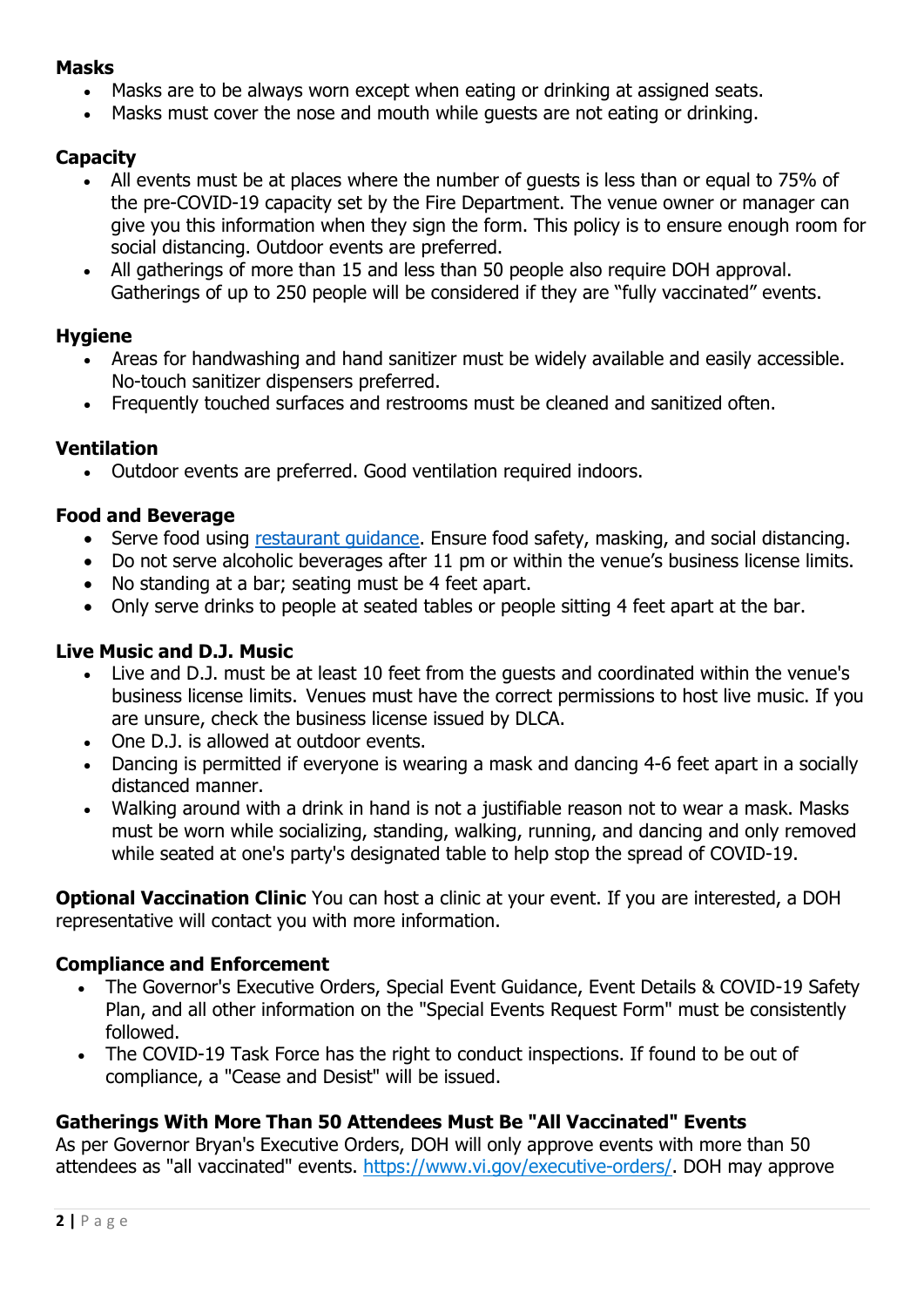### Masks

- Masks are to be always worn except when eating or drinking at assigned seats.
- Masks must cover the nose and mouth while guests are not eating or drinking.

### Capacity

- All events must be at places where the number of guests is less than or equal to 75% of the pre-COVID-19 capacity set by the Fire Department. The venue owner or manager can give you this information when they sign the form. This policy is to ensure enough room for social distancing. Outdoor events are preferred.
- All gatherings of more than 15 and less than 50 people also require DOH approval. Gatherings of up to 250 people will be considered if they are "fully vaccinated" events.

### Hygiene

- Areas for handwashing and hand sanitizer must be widely available and easily accessible. No-touch sanitizer dispensers preferred.
- Frequently touched surfaces and restrooms must be cleaned and sanitized often.

### Ventilation

- Outdoor events are preferred. Good ventilation required indoors.

### Food and Beverage

- Serve food using restaurant guidance. Ensure food safety, masking, and social distancing.
- Do not serve alcoholic beverages after 11 pm or within the venue's business license limits.
- No standing at a bar; seating must be 4 feet apart.
- Only serve drinks to people at seated tables or people sitting 4 feet apart at the bar.

### Live Music and D.J. Music

- Live and D.J. must be at least 10 feet from the guests and coordinated within the venue's business license limits. Venues must have the correct permissions to host live music. If you are unsure, check the business license issued by DLCA.
- One D.J. is allowed at outdoor events.
- Dancing is permitted if everyone is wearing a mask and dancing 4-6 feet apart in a socially distanced manner.
- Walking around with a drink in hand is not a justifiable reason not to wear a mask. Masks must be worn while socializing, standing, walking, running, and dancing and only removed while seated at one's party's designated table to help stop the spread of COVID-19.

**Optional Vaccination Clinic** You can host a clinic at your event. If you are interested, a DOH representative will contact you with more information.

### Compliance and Enforcement

- The Governor's Executive Orders, Special Event Guidance, Event Details & COVID-19 Safety Plan, and all other information on the "Special Events Request Form" must be consistently followed.
- The COVID-19 Task Force has the right to conduct inspections. If found to be out of compliance, a "Cease and Desist" will be issued.

### Gatherings With More Than 50 Attendees Must Be "All Vaccinated" Events

As per Governor Bryan's Executive Orders, DOH will only approve events with more than 50 attendees as "all vaccinated" events. https://www.vi.gov/executive-orders/. DOH may approve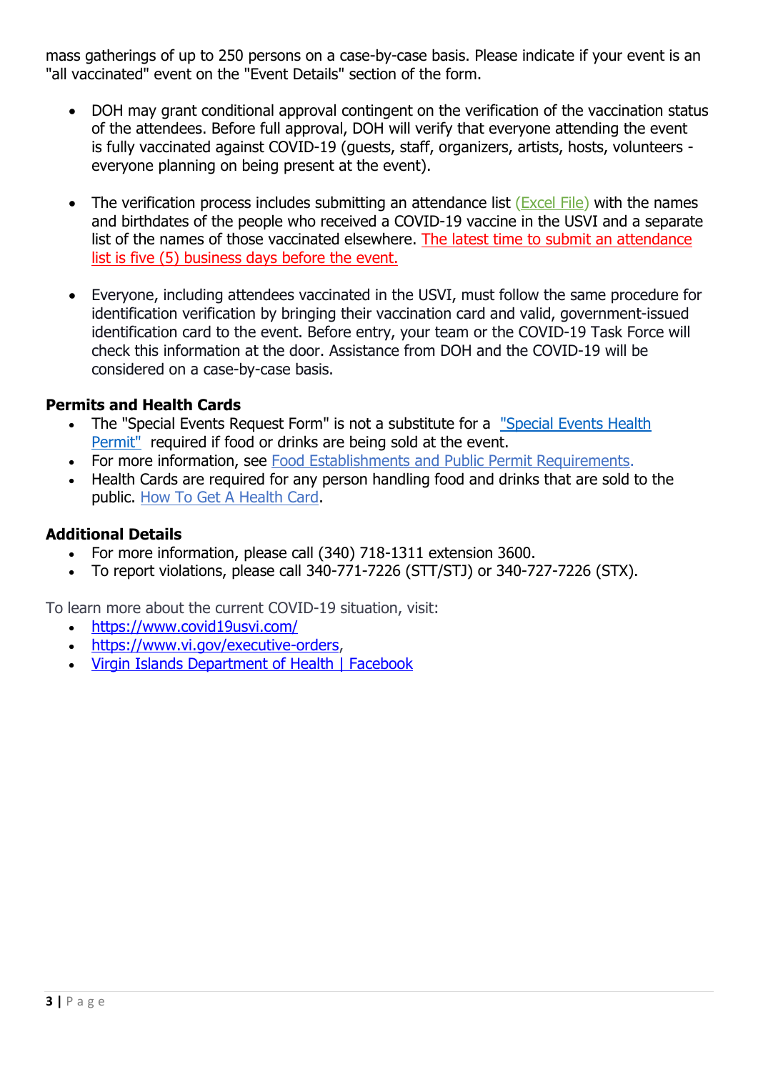mass gatherings of up to 250 persons on a case-by-case basis. Please indicate if your event is an "all vaccinated" event on the "Event Details" section of the form.

- DOH may grant conditional approval contingent on the verification of the vaccination status of the attendees. Before full approval, DOH will verify that everyone attending the event is fully vaccinated against COVID-19 (guests, staff, organizers, artists, hosts, volunteers - everyone planning on being present at the event).

- The verification process includes submitting an attendance list (Excel File) with the names and birthdates of the people who received a COVID-19 vaccine in the USVI and a separate list of the names of those vaccinated elsewhere. The latest time to submit an attendance list is five (5) business days before the event.

- Everyone, including attendees vaccinated in the USVI, must follow the same procedure for identification verification by bringing their vaccination card and valid, government-issued identification card to the event. Before entry, your team or the COVID-19 Task Force will check this information at the door. Assistance from DOH and the COVID-19 will be considered on a case-by-case basis.

**Permits and Health Cards**

- The "Special Events Request Form" is not a substitute for a "Special Events Health Permit" required if food or drinks are being sold at the event.
- For more information, see Food Establishments and Public Permit Requirements.
- Health Cards are required for any person handling food and drinks that are sold to the public. How To Get A Health Card.

**Additional Details**

- For more information, please call (340) 718-1311 extension 3600.
- To report violations, please call 340-771-7226 (STT/STJ) or 340-727-7226 (STX).

To learn more about the current COVID-19 situation, visit:

- https://www.covid19usvi.com/
- https://www.vi.gov/executive-orders,
- Virgin Islands Department of Health | Facebook